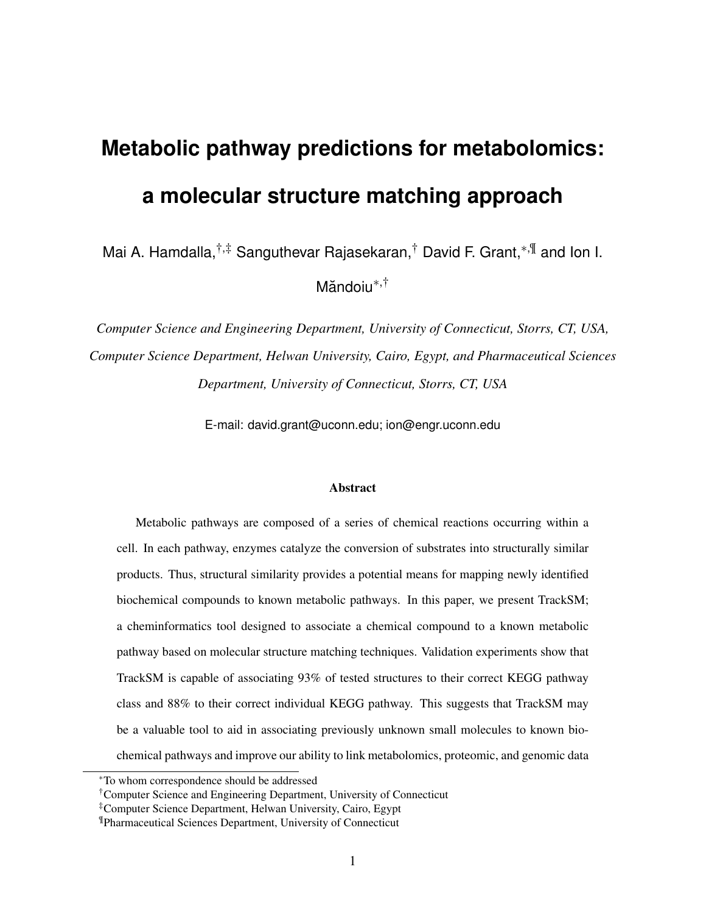# Metabolic pathway predictions for metabolomics: a molecular structure matching approach

Mai A. Hamdalla,[†,‡] Sanguthevar Rajasekaran,[†] David F. Grant,[*,¶] and Ion I. Măndoiu[*,†]

*Computer Science and Engineering Department, University of Connecticut, Storrs, CT, USA, Computer Science Department, Helwan University, Cairo, Egypt, and Pharmaceutical Sciences Department, University of Connecticut, Storrs, CT, USA*

E-mail: david.grant@uconn.edu; ion@engr.uconn.edu

### Abstract

Metabolic pathways are composed of a series of chemical reactions occurring within a cell. In each pathway, enzymes catalyze the conversion of substrates into structurally similar products. Thus, structural similarity provides a potential means for mapping newly identified biochemical compounds to known metabolic pathways. In this paper, we present TrackSM; a cheminformatics tool designed to associate a chemical compound to a known metabolic pathway based on molecular structure matching techniques. Validation experiments show that TrackSM is capable of associating 93% of tested structures to their correct KEGG pathway class and 88% to their correct individual KEGG pathway. This suggests that TrackSM may be a valuable tool to aid in associating previously unknown small molecules to known biochemical pathways and improve our ability to link metabolomics, proteomic, and genomic data

[*]To whom correspondence should be addressed

[†]Computer Science and Engineering Department, University of Connecticut

[‡]Computer Science Department, Helwan University, Cairo, Egypt

[¶]Pharmaceutical Sciences Department, University of Connecticut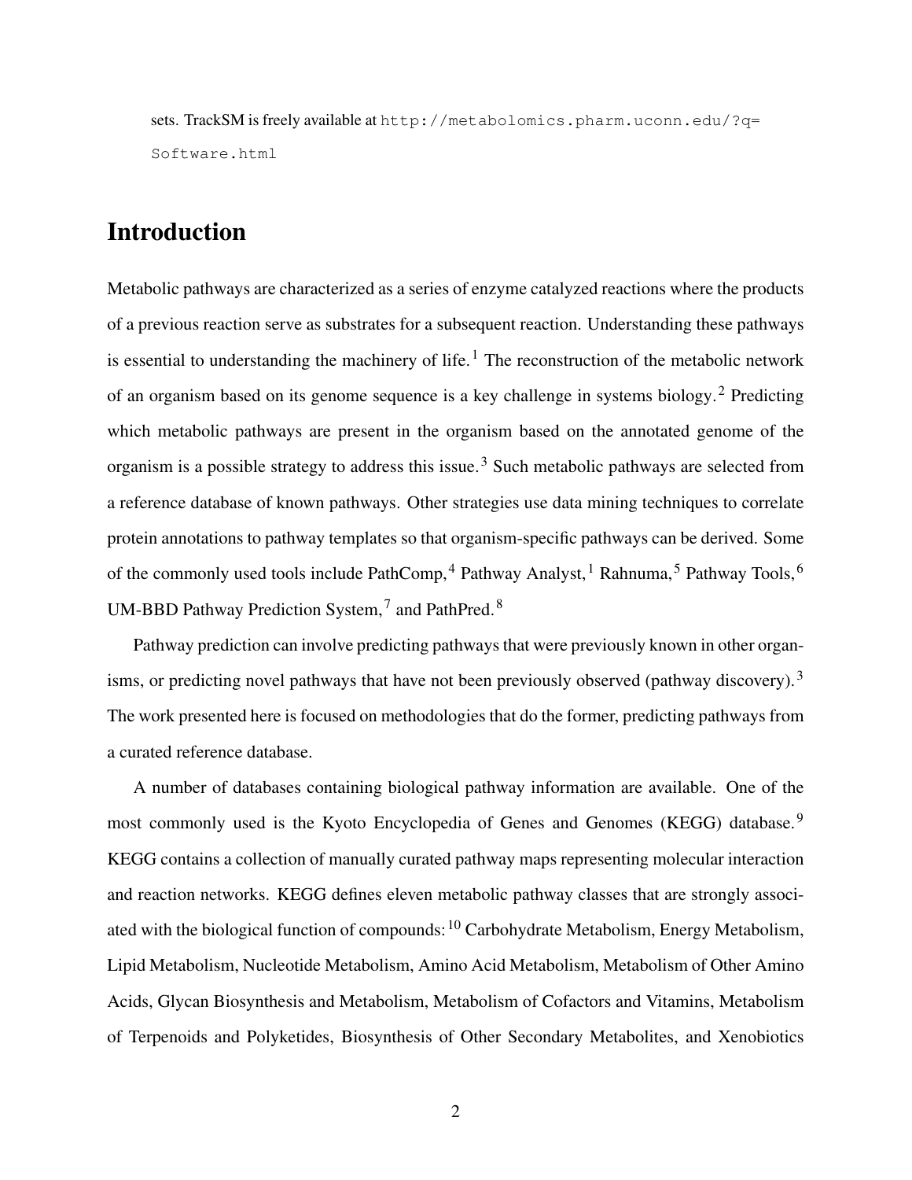sets. TrackSM is freely available at http://metabolomics.pharm.uconn.edu/?q=Software.html

# Introduction

Metabolic pathways are characterized as a series of enzyme catalyzed reactions where the products of a previous reaction serve as substrates for a subsequent reaction. Understanding these pathways is essential to understanding the machinery of life.[1] The reconstruction of the metabolic network of an organism based on its genome sequence is a key challenge in systems biology.[2] Predicting which metabolic pathways are present in the organism based on the annotated genome of the organism is a possible strategy to address this issue.[3] Such metabolic pathways are selected from a reference database of known pathways. Other strategies use data mining techniques to correlate protein annotations to pathway templates so that organism-specific pathways can be derived. Some of the commonly used tools include PathComp,[4] Pathway Analyst,[1] Rahnuma,[5] Pathway Tools,[6] UM-BBD Pathway Prediction System,[7] and PathPred.[8]

Pathway prediction can involve predicting pathways that were previously known in other organisms, or predicting novel pathways that have not been previously observed (pathway discovery).[3] The work presented here is focused on methodologies that do the former, predicting pathways from a curated reference database.

A number of databases containing biological pathway information are available. One of the most commonly used is the Kyoto Encyclopedia of Genes and Genomes (KEGG) database.[9] KEGG contains a collection of manually curated pathway maps representing molecular interaction and reaction networks. KEGG defines eleven metabolic pathway classes that are strongly associated with the biological function of compounds:[10] Carbohydrate Metabolism, Energy Metabolism, Lipid Metabolism, Nucleotide Metabolism, Amino Acid Metabolism, Metabolism of Other Amino Acids, Glycan Biosynthesis and Metabolism, Metabolism of Cofactors and Vitamins, Metabolism of Terpenoids and Polyketides, Biosynthesis of Other Secondary Metabolites, and Xenobiotics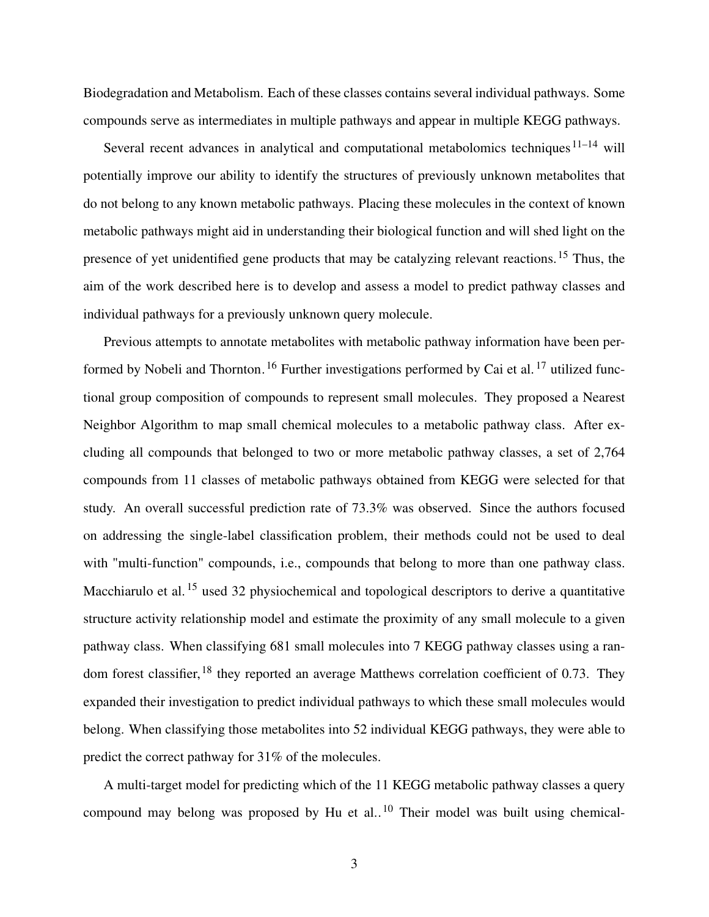Biodegradation and Metabolism. Each of these classes contains several individual pathways. Some compounds serve as intermediates in multiple pathways and appear in multiple KEGG pathways.

Several recent advances in analytical and computational metabolomics techniques[11–14] will potentially improve our ability to identify the structures of previously unknown metabolites that do not belong to any known metabolic pathways. Placing these molecules in the context of known metabolic pathways might aid in understanding their biological function and will shed light on the presence of yet unidentified gene products that may be catalyzing relevant reactions.[15] Thus, the aim of the work described here is to develop and assess a model to predict pathway classes and individual pathways for a previously unknown query molecule.

Previous attempts to annotate metabolites with metabolic pathway information have been performed by Nobeli and Thornton.[16] Further investigations performed by Cai et al.[17] utilized functional group composition of compounds to represent small molecules. They proposed a Nearest Neighbor Algorithm to map small chemical molecules to a metabolic pathway class. After excluding all compounds that belonged to two or more metabolic pathway classes, a set of 2,764 compounds from 11 classes of metabolic pathways obtained from KEGG were selected for that study. An overall successful prediction rate of 73.3% was observed. Since the authors focused on addressing the single-label classification problem, their methods could not be used to deal with "multi-function" compounds, i.e., compounds that belong to more than one pathway class. Macchiarulo et al.[15] used 32 physiochemical and topological descriptors to derive a quantitative structure activity relationship model and estimate the proximity of any small molecule to a given pathway class. When classifying 681 small molecules into 7 KEGG pathway classes using a random forest classifier,[18] they reported an average Matthews correlation coefficient of 0.73. They expanded their investigation to predict individual pathways to which these small molecules would belong. When classifying those metabolites into 52 individual KEGG pathways, they were able to predict the correct pathway for 31% of the molecules.

A multi-target model for predicting which of the 11 KEGG metabolic pathway classes a query compound may belong was proposed by Hu et al..[10] Their model was built using chemical-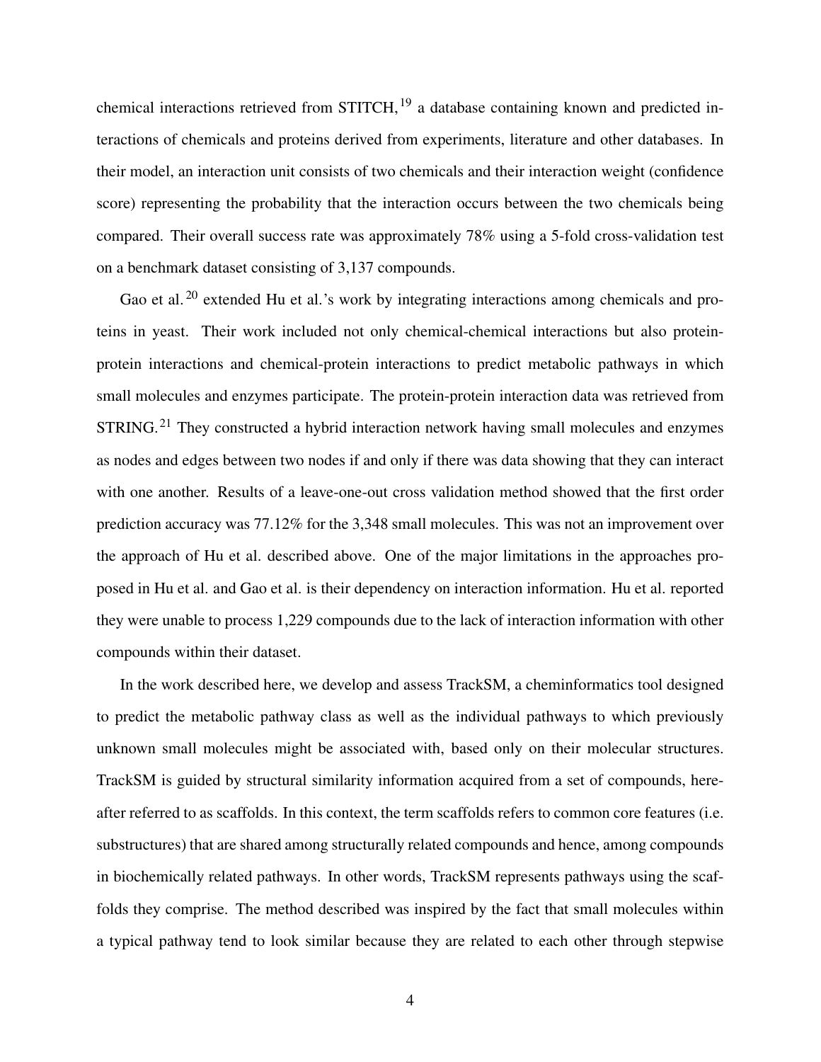chemical interactions retrieved from STITCH,[19] a database containing known and predicted interactions of chemicals and proteins derived from experiments, literature and other databases. In their model, an interaction unit consists of two chemicals and their interaction weight (confidence score) representing the probability that the interaction occurs between the two chemicals being compared. Their overall success rate was approximately 78% using a 5-fold cross-validation test on a benchmark dataset consisting of 3,137 compounds.

Gao et al.[20] extended Hu et al.'s work by integrating interactions among chemicals and proteins in yeast. Their work included not only chemical-chemical interactions but also protein-protein interactions and chemical-protein interactions to predict metabolic pathways in which small molecules and enzymes participate. The protein-protein interaction data was retrieved from STRING.[21] They constructed a hybrid interaction network having small molecules and enzymes as nodes and edges between two nodes if and only if there was data showing that they can interact with one another. Results of a leave-one-out cross validation method showed that the first order prediction accuracy was 77.12% for the 3,348 small molecules. This was not an improvement over the approach of Hu et al. described above. One of the major limitations in the approaches proposed in Hu et al. and Gao et al. is their dependency on interaction information. Hu et al. reported they were unable to process 1,229 compounds due to the lack of interaction information with other compounds within their dataset.

In the work described here, we develop and assess TrackSM, a cheminformatics tool designed to predict the metabolic pathway class as well as the individual pathways to which previously unknown small molecules might be associated with, based only on their molecular structures. TrackSM is guided by structural similarity information acquired from a set of compounds, hereafter referred to as scaffolds. In this context, the term scaffolds refers to common core features (i.e. substructures) that are shared among structurally related compounds and hence, among compounds in biochemically related pathways. In other words, TrackSM represents pathways using the scaffolds they comprise. The method described was inspired by the fact that small molecules within a typical pathway tend to look similar because they are related to each other through stepwise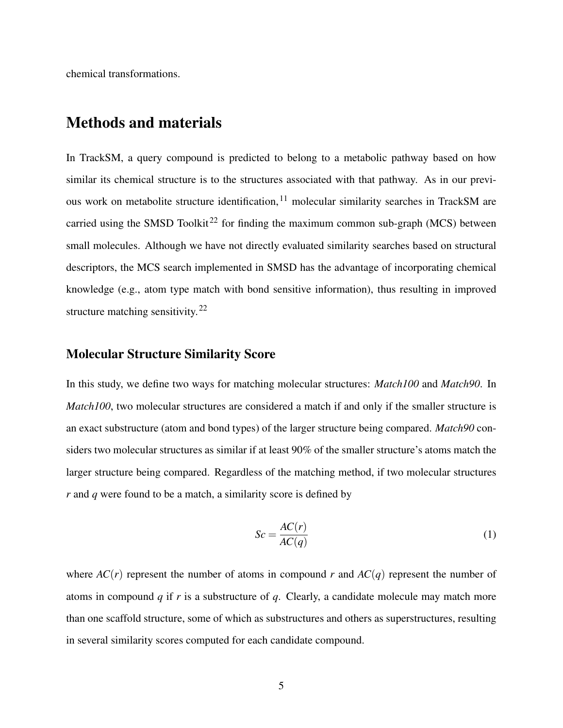chemical transformations.

# Methods and materials

In TrackSM, a query compound is predicted to belong to a metabolic pathway based on how similar its chemical structure is to the structures associated with that pathway. As in our previous work on metabolite structure identification,[11] molecular similarity searches in TrackSM are carried using the SMSD Toolkit[22] for finding the maximum common sub-graph (MCS) between small molecules. Although we have not directly evaluated similarity searches based on structural descriptors, the MCS search implemented in SMSD has the advantage of incorporating chemical knowledge (e.g., atom type match with bond sensitive information), thus resulting in improved structure matching sensitivity.[22]

## Molecular Structure Similarity Score

In this study, we define two ways for matching molecular structures: *Match100* and *Match90*. In *Match100*, two molecular structures are considered a match if and only if the smaller structure is an exact substructure (atom and bond types) of the larger structure being compared. *Match90* considers two molecular structures as similar if at least 90% of the smaller structure's atoms match the larger structure being compared. Regardless of the matching method, if two molecular structures $r$ and $q$ were found to be a match, a similarity score is defined by

$$Sc = \frac{AC(r)}{AC(q)} \tag{1}$$

where $AC(r)$ represent the number of atoms in compound $r$ and $AC(q)$ represent the number of atoms in compound $q$ if $r$ is a substructure of $q$. Clearly, a candidate molecule may match more than one scaffold structure, some of which as substructures and others as superstructures, resulting in several similarity scores computed for each candidate compound.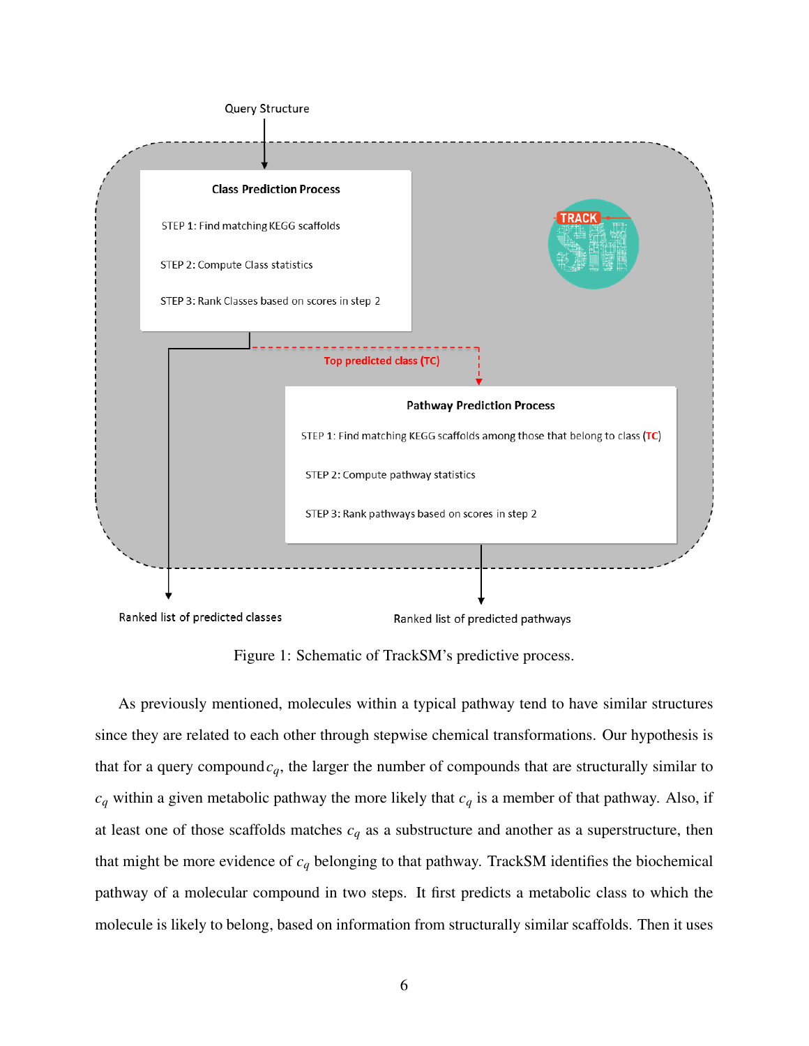Query Structure

Class Prediction Process

STEP 1: Find matching KEGG scaffolds

STEP 2: Compute Class statistics

STEP 3: Rank Classes based on scores in step 2

TRACK SM

Top predicted class (TC)

Pathway Prediction Process

STEP 1: Find matching KEGG scaffolds among those that belong to class (TC)

STEP 2: Compute pathway statistics

STEP 3: Rank pathways based on scores in step 2

Ranked list of predicted classes

Ranked list of predicted pathways

Figure 1: Schematic of TrackSM's predictive process.

As previously mentioned, molecules within a typical pathway tend to have similar structures since they are related to each other through stepwise chemical transformations. Our hypothesis is that for a query compound $c_q$, the larger the number of compounds that are structurally similar to $c_q$ within a given metabolic pathway the more likely that $c_q$ is a member of that pathway. Also, if at least one of those scaffolds matches $c_q$ as a substructure and another as a superstructure, then that might be more evidence of $c_q$ belonging to that pathway. TrackSM identifies the biochemical pathway of a molecular compound in two steps. It first predicts a metabolic class to which the molecule is likely to belong, based on information from structurally similar scaffolds. Then it uses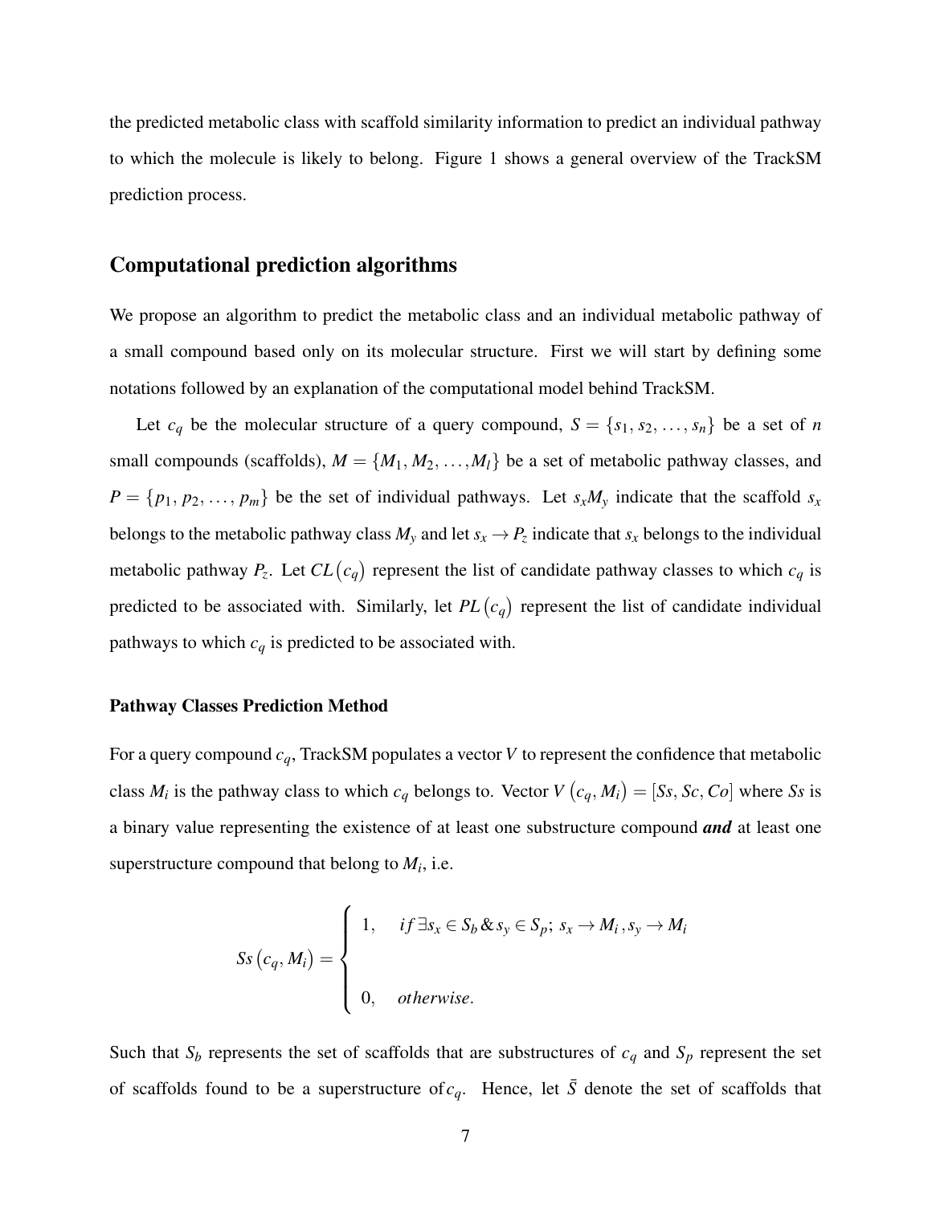the predicted metabolic class with scaffold similarity information to predict an individual pathway to which the molecule is likely to belong. Figure 1 shows a general overview of the TrackSM prediction process.

## Computational prediction algorithms

We propose an algorithm to predict the metabolic class and an individual metabolic pathway of a small compound based only on its molecular structure. First we will start by defining some notations followed by an explanation of the computational model behind TrackSM.

Let $c_q$ be the molecular structure of a query compound, $S = \{s_1, s_2, \ldots, s_n\}$ be a set of $n$ small compounds (scaffolds), $M = \{M_1, M_2, \ldots, M_l\}$ be a set of metabolic pathway classes, and $P = \{p_1, p_2, \ldots, p_m\}$ be the set of individual pathways. Let $s_x M_y$ indicate that the scaffold $s_x$ belongs to the metabolic pathway class $M_y$ and let $s_x \rightarrow P_z$ indicate that $s_x$ belongs to the individual metabolic pathway $P_z$. Let $CL(c_q)$ represent the list of candidate pathway classes to which $c_q$ is predicted to be associated with. Similarly, let $PL(c_q)$ represent the list of candidate individual pathways to which $c_q$ is predicted to be associated with.

### Pathway Classes Prediction Method

For a query compound $c_q$, TrackSM populates a vector $V$ to represent the confidence that metabolic class $M_i$ is the pathway class to which $c_q$ belongs to. Vector $V(c_q, M_i) = [Ss, Sc, Co]$ where $Ss$ is a binary value representing the existence of at least one substructure compound ***and*** at least one superstructure compound that belong to $M_i$, i.e.

$$Ss(c_q, M_i) = \begin{cases} 1, & if\, \exists s_x \in S_b \,\&\, s_y \in S_p;\ s_x \rightarrow M_i\,, s_y \rightarrow M_i \\ \\ 0, & otherwise. \end{cases}$$

Such that $S_b$ represents the set of scaffolds that are substructures of $c_q$ and $S_p$ represent the set of scaffolds found to be a superstructure of $c_q$. Hence, let $\bar{S}$ denote the set of scaffolds that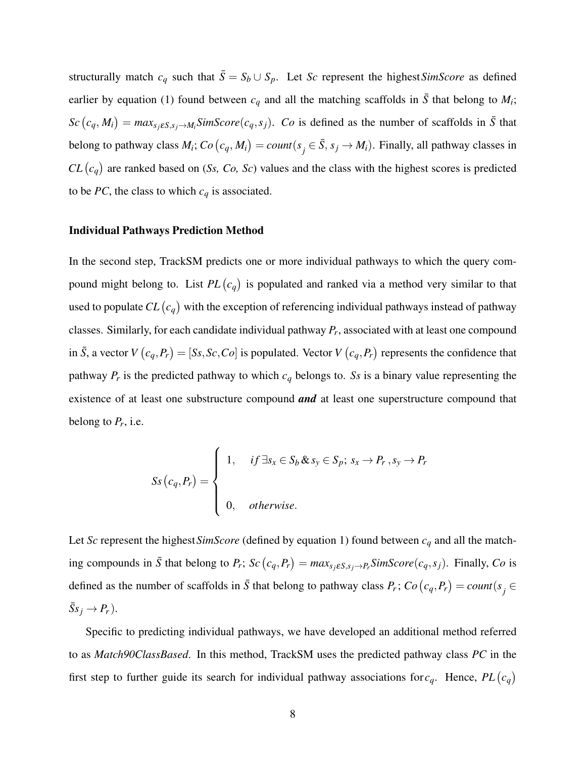structurally match $c_q$ such that $\bar{S} = S_b \cup S_p$. Let *Sc* represent the highest *SimScore* as defined earlier by equation (1) found between $c_q$ and all the matching scaffolds in $\bar{S}$ that belong to $M_i$; $Sc\left(c_q, M_i\right) = max_{s_j \varepsilon S, s_j \to M_i} SimScore(c_q, s_j)$. *Co* is defined as the number of scaffolds in $\bar{S}$ that belong to pathway class $M_i$; $Co\left(c_q, M_i\right) = count(s_j \in \bar{S}, s_j \to M_i)$. Finally, all pathway classes in $CL\left(c_q\right)$ are ranked based on (*Ss, Co, Sc*) values and the class with the highest scores is predicted to be *PC*, the class to which $c_q$ is associated.

### Individual Pathways Prediction Method

In the second step, TrackSM predicts one or more individual pathways to which the query compound might belong to. List $PL\left(c_q\right)$ is populated and ranked via a method very similar to that used to populate $CL\left(c_q\right)$ with the exception of referencing individual pathways instead of pathway classes. Similarly, for each candidate individual pathway $P_r$, associated with at least one compound in $\bar{S}$, a vector $V\left(c_q, P_r\right) = [Ss, Sc, Co]$ is populated. Vector $V\left(c_q, P_r\right)$ represents the confidence that pathway $P_r$ is the predicted pathway to which $c_q$ belongs to. *Ss* is a binary value representing the existence of at least one substructure compound ***and*** at least one superstructure compound that belong to $P_r$, i.e.

$$Ss\left(c_q, P_r\right) = \begin{cases} 1, & if\, \exists s_x \in S_b \,\&\, s_y \in S_p;\; s_x \to P_r\,, s_y \to P_r \\ \\ 0, & otherwise. \end{cases}$$

Let *Sc* represent the highest *SimScore* (defined by equation 1) found between $c_q$ and all the matching compounds in $\bar{S}$ that belong to $P_r$; $Sc\left(c_q, P_r\right) = max_{s_j \varepsilon S, s_j \to P_r} SimScore(c_q, s_j)$. Finally, *Co* is defined as the number of scaffolds in $\bar{S}$ that belong to pathway class $P_r$; $Co\left(c_q, P_r\right) = count(s_j \in \bar{S} s_j \to P_r)$.

Specific to predicting individual pathways, we have developed an additional method referred to as *Match90ClassBased*. In this method, TrackSM uses the predicted pathway class *PC* in the first step to further guide its search for individual pathway associations for $c_q$. Hence, $PL\left(c_q\right)$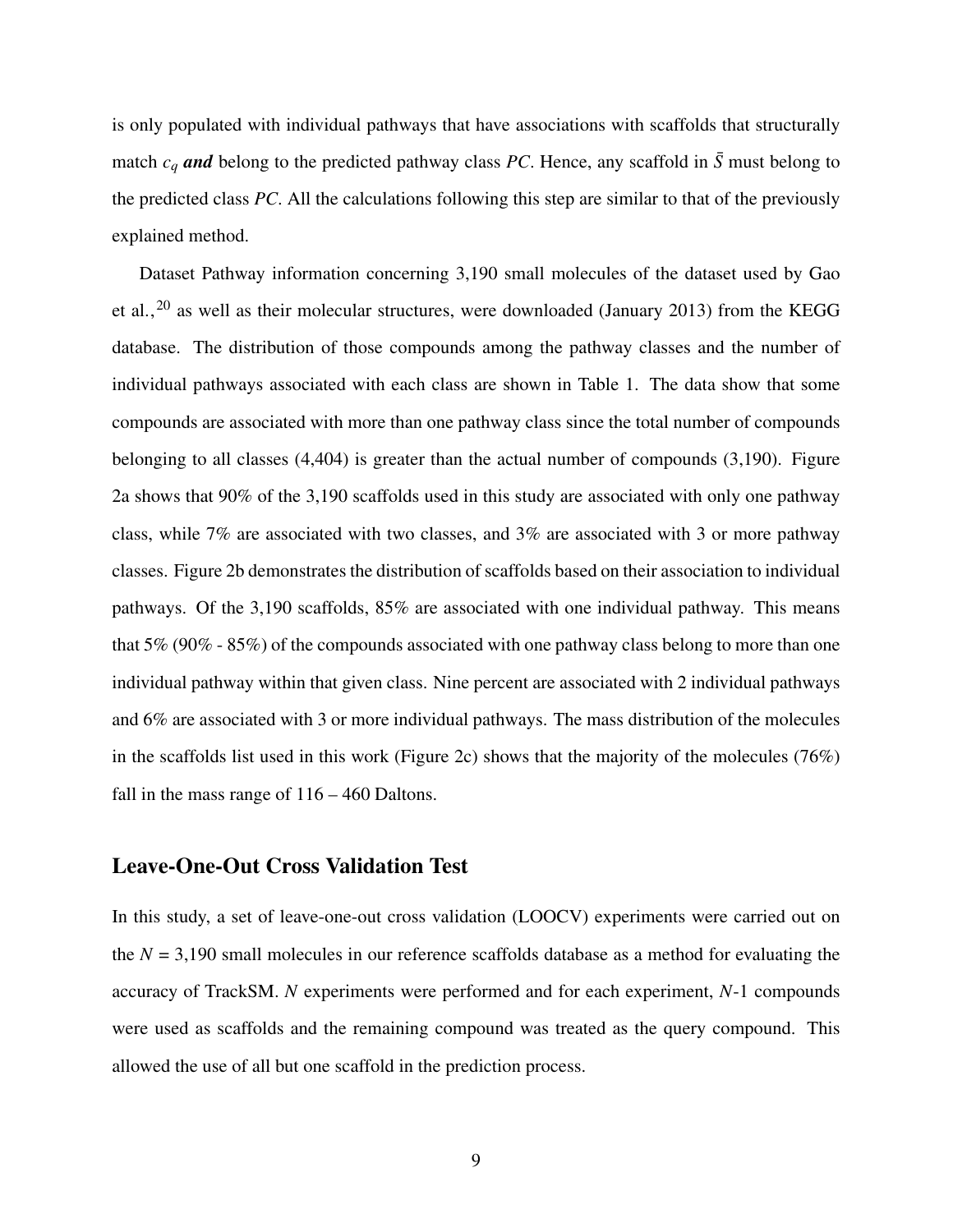is only populated with individual pathways that have associations with scaffolds that structurally match $c_q$ ***and*** belong to the predicted pathway class *PC*. Hence, any scaffold in $\bar{S}$ must belong to the predicted class *PC*. All the calculations following this step are similar to that of the previously explained method.

Dataset Pathway information concerning 3,190 small molecules of the dataset used by Gao et al.,[20] as well as their molecular structures, were downloaded (January 2013) from the KEGG database. The distribution of those compounds among the pathway classes and the number of individual pathways associated with each class are shown in Table 1. The data show that some compounds are associated with more than one pathway class since the total number of compounds belonging to all classes (4,404) is greater than the actual number of compounds (3,190). Figure 2a shows that 90% of the 3,190 scaffolds used in this study are associated with only one pathway class, while 7% are associated with two classes, and 3% are associated with 3 or more pathway classes. Figure 2b demonstrates the distribution of scaffolds based on their association to individual pathways. Of the 3,190 scaffolds, 85% are associated with one individual pathway. This means that 5% (90% - 85%) of the compounds associated with one pathway class belong to more than one individual pathway within that given class. Nine percent are associated with 2 individual pathways and 6% are associated with 3 or more individual pathways. The mass distribution of the molecules in the scaffolds list used in this work (Figure 2c) shows that the majority of the molecules (76%) fall in the mass range of 116 – 460 Daltons.

## Leave-One-Out Cross Validation Test

In this study, a set of leave-one-out cross validation (LOOCV) experiments were carried out on the $N$ = 3,190 small molecules in our reference scaffolds database as a method for evaluating the accuracy of TrackSM. $N$ experiments were performed and for each experiment, $N$-1 compounds were used as scaffolds and the remaining compound was treated as the query compound. This allowed the use of all but one scaffold in the prediction process.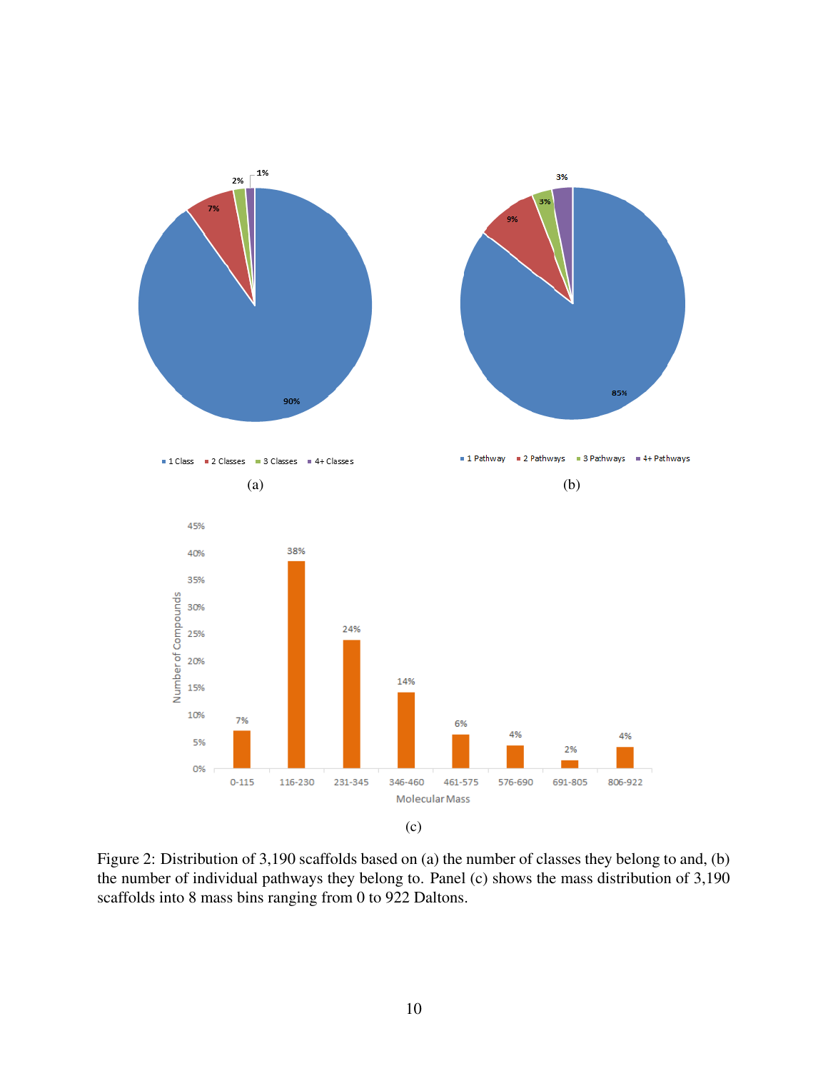1%

2%

7%

90%

1 Class  2 Classes  3 Classes  4+ Classes

(a)

3%

3%

9%

85%

1 Pathway  2 Pathways  3 Pathways  4+ Pathways

(b)

45%
40%
35%
30%
25%
20%
15%
10%
5%
0%

Number of Compounds

7%  38%  24%  14%  6%  4%  2%  4%

0-115  116-230  231-345  346-460  461-575  576-690  691-805  806-922

Molecular Mass

(c)

Figure 2: Distribution of 3,190 scaffolds based on (a) the number of classes they belong to and, (b) the number of individual pathways they belong to. Panel (c) shows the mass distribution of 3,190 scaffolds into 8 mass bins ranging from 0 to 922 Daltons.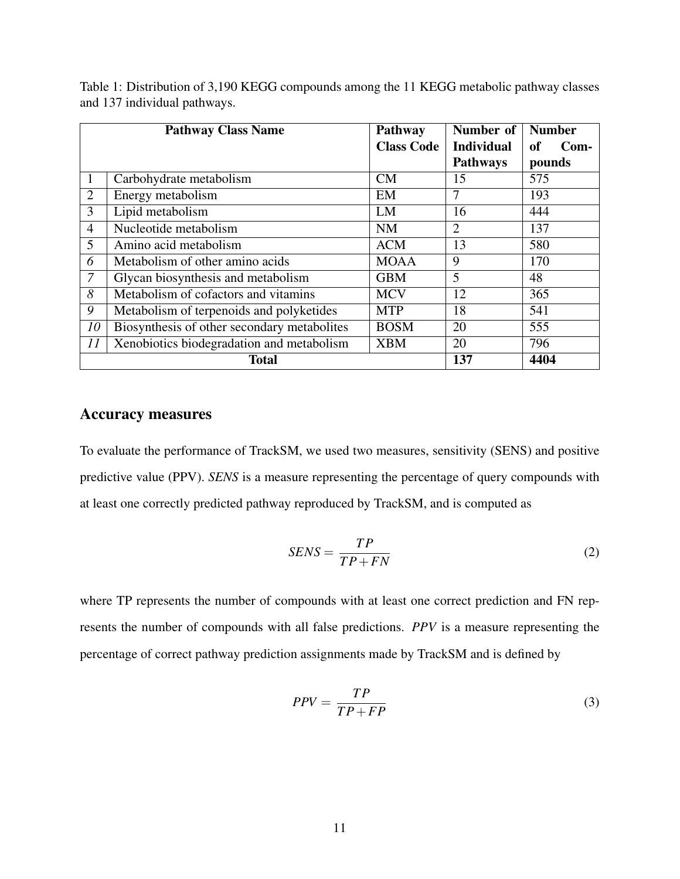Table 1: Distribution of 3,190 KEGG compounds among the 11 KEGG metabolic pathway classes and 137 individual pathways.

| Pathway Class Name | | Pathway Class Code | Number of Individual Pathways | Number of Compounds |
|---|---|---|---|---|
| 1 | Carbohydrate metabolism | CM | 15 | 575 |
| 2 | Energy metabolism | EM | 7 | 193 |
| 3 | Lipid metabolism | LM | 16 | 444 |
| 4 | Nucleotide metabolism | NM | 2 | 137 |
| 5 | Amino acid metabolism | ACM | 13 | 580 |
| *6* | Metabolism of other amino acids | MOAA | 9 | 170 |
| *7* | Glycan biosynthesis and metabolism | GBM | 5 | 48 |
| *8* | Metabolism of cofactors and vitamins | MCV | 12 | 365 |
| *9* | Metabolism of terpenoids and polyketides | MTP | 18 | 541 |
| *10* | Biosynthesis of other secondary metabolites | BOSM | 20 | 555 |
| *11* | Xenobiotics biodegradation and metabolism | XBM | 20 | 796 |
| **Total** | | | **137** | **4404** |

## Accuracy measures

To evaluate the performance of TrackSM, we used two measures, sensitivity (SENS) and positive predictive value (PPV). *SENS* is a measure representing the percentage of query compounds with at least one correctly predicted pathway reproduced by TrackSM, and is computed as

$$SENS = \frac{TP}{TP + FN} \tag{2}$$

where TP represents the number of compounds with at least one correct prediction and FN represents the number of compounds with all false predictions. *PPV* is a measure representing the percentage of correct pathway prediction assignments made by TrackSM and is defined by

$$PPV = \frac{TP}{TP + FP} \tag{3}$$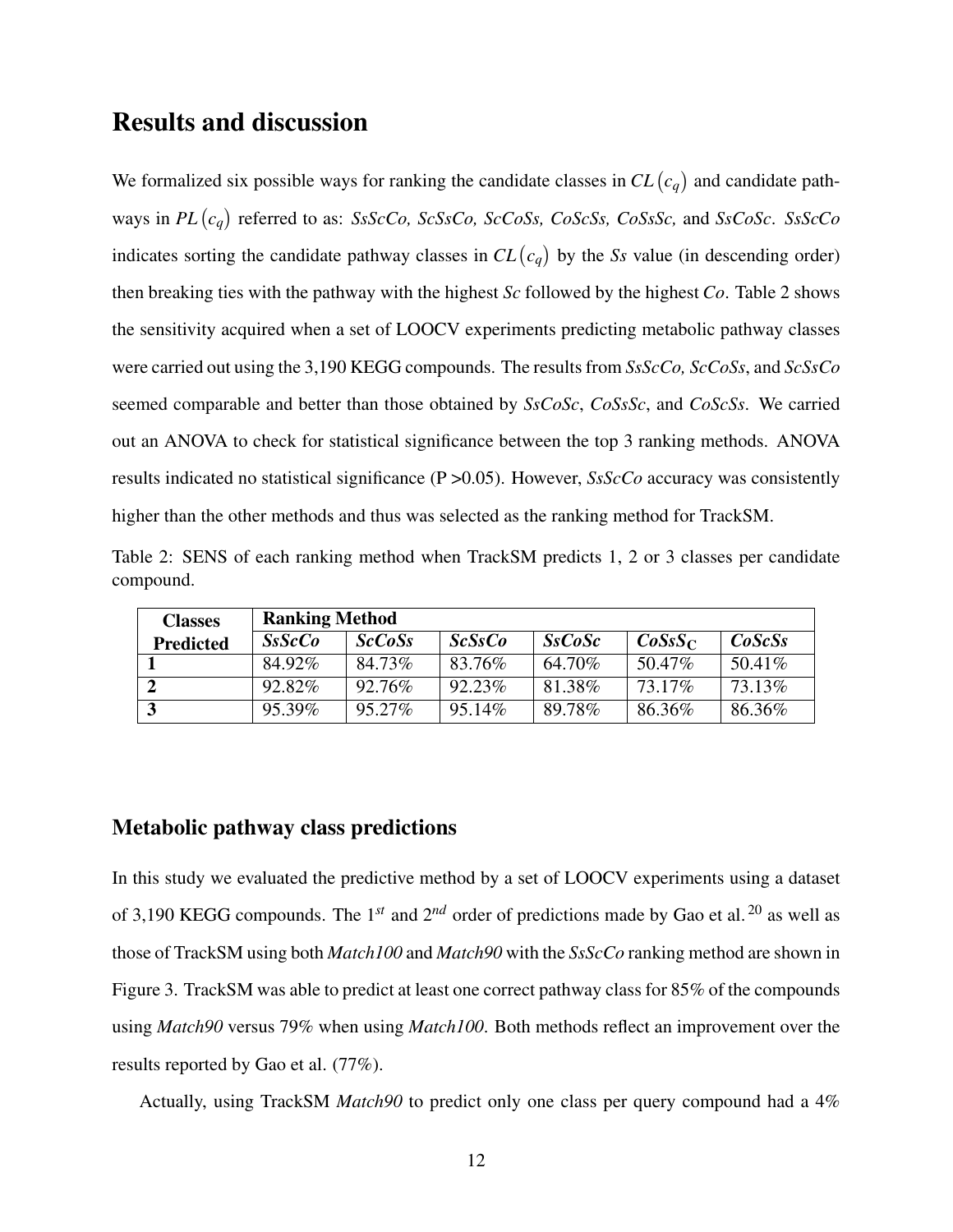## Results and discussion

We formalized six possible ways for ranking the candidate classes in $CL(c_q)$ and candidate pathways in $PL(c_q)$ referred to as: *SsScCo, ScSsCo, ScCoSs, CoScSs, CoSsSc,* and *SsCoSc*. *SsScCo* indicates sorting the candidate pathway classes in $CL(c_q)$ by the *Ss* value (in descending order) then breaking ties with the pathway with the highest *Sc* followed by the highest *Co*. Table 2 shows the sensitivity acquired when a set of LOOCV experiments predicting metabolic pathway classes were carried out using the 3,190 KEGG compounds. The results from *SsScCo, ScCoSs*, and *ScSsCo* seemed comparable and better than those obtained by *SsCoSc*, *CoSsSc*, and *CoScSs*. We carried out an ANOVA to check for statistical significance between the top 3 ranking methods. ANOVA results indicated no statistical significance ($P > 0.05$). However, *SsScCo* accuracy was consistently higher than the other methods and thus was selected as the ranking method for TrackSM.

Table 2: SENS of each ranking method when TrackSM predicts 1, 2 or 3 classes per candidate compound.

| Classes | Ranking Method | | | | | |
|---|---|---|---|---|---|---|
| **Predicted** | ***SsScCo*** | ***ScCoSs*** | ***ScSsCo*** | ***SsCoSc*** | ***$CoSsS_C$*** | ***CoScSs*** |
| **1** | 84.92% | 84.73% | 83.76% | 64.70% | 50.47% | 50.41% |
| **2** | 92.82% | 92.76% | 92.23% | 81.38% | 73.17% | 73.13% |
| **3** | 95.39% | 95.27% | 95.14% | 89.78% | 86.36% | 86.36% |

### Metabolic pathway class predictions

In this study we evaluated the predictive method by a set of LOOCV experiments using a dataset of 3,190 KEGG compounds. The $1^{st}$ and $2^{nd}$ order of predictions made by Gao et al.[20] as well as those of TrackSM using both *Match100* and *Match90* with the *SsScCo* ranking method are shown in Figure 3. TrackSM was able to predict at least one correct pathway class for 85% of the compounds using *Match90* versus 79% when using *Match100*. Both methods reflect an improvement over the results reported by Gao et al. (77%).

Actually, using TrackSM *Match90* to predict only one class per query compound had a 4%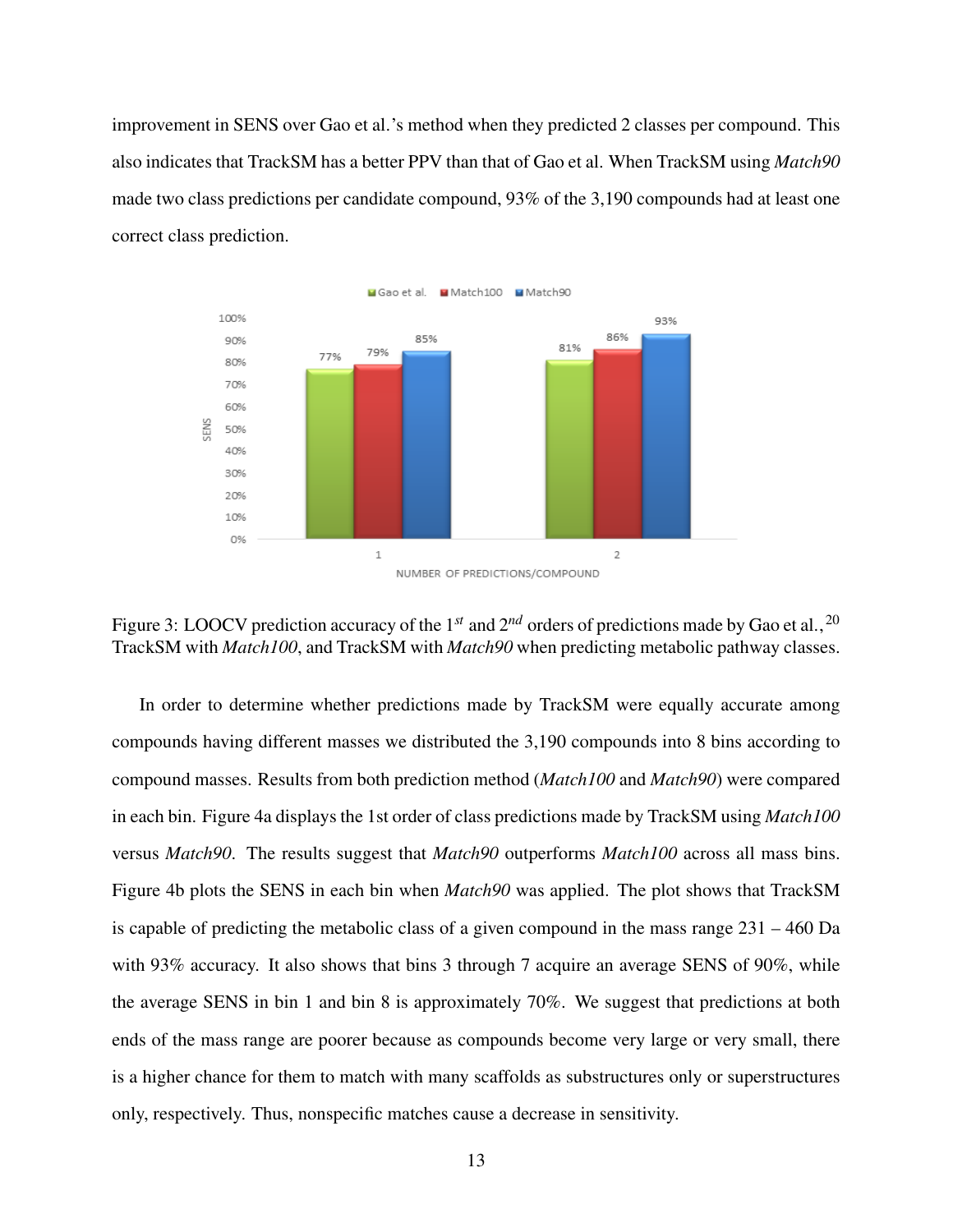improvement in SENS over Gao et al.'s method when they predicted 2 classes per compound. This also indicates that TrackSM has a better PPV than that of Gao et al. When TrackSM using *Match90* made two class predictions per candidate compound, 93% of the 3,190 compounds had at least one correct class prediction.

Gao et al. Match100 Match90

100%
90%
80%
70%
60%
50%
40%
30%
20%
10%
0%

SENS

77% 79% 85%

81% 86% 93%

1 2

NUMBER OF PREDICTIONS/COMPOUND

Figure 3: LOOCV prediction accuracy of the 1$^{st}$ and 2$^{nd}$ orders of predictions made by Gao et al.,[20] TrackSM with *Match100*, and TrackSM with *Match90* when predicting metabolic pathway classes.

In order to determine whether predictions made by TrackSM were equally accurate among compounds having different masses we distributed the 3,190 compounds into 8 bins according to compound masses. Results from both prediction method (*Match100* and *Match90*) were compared in each bin. Figure 4a displays the 1st order of class predictions made by TrackSM using *Match100* versus *Match90*. The results suggest that *Match90* outperforms *Match100* across all mass bins. Figure 4b plots the SENS in each bin when *Match90* was applied. The plot shows that TrackSM is capable of predicting the metabolic class of a given compound in the mass range 231 – 460 Da with 93% accuracy. It also shows that bins 3 through 7 acquire an average SENS of 90%, while the average SENS in bin 1 and bin 8 is approximately 70%. We suggest that predictions at both ends of the mass range are poorer because as compounds become very large or very small, there is a higher chance for them to match with many scaffolds as substructures only or superstructures only, respectively. Thus, nonspecific matches cause a decrease in sensitivity.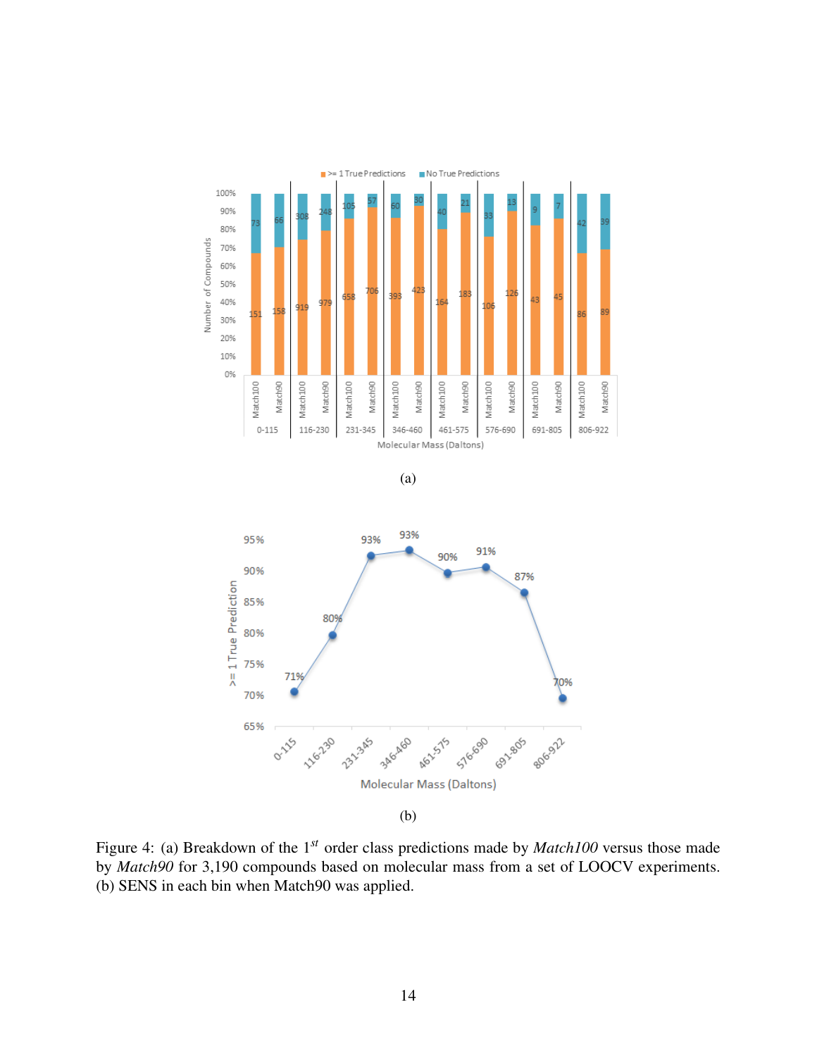>= 1 True Predictions
No True Predictions

Number of Compounds

100%
90%
80%
70%
60%
50%
40%
30%
20%
10%
0%

73 66 308 248 105 57 60 30 40 21 33 13 9 7 42 39

151 158 919 979 658 706 393 423 164 183 106 126 43 45 86 89

Match100 Match90 Match100 Match90 Match100 Match90 Match100 Match90 Match100 Match90 Match100 Match90 Match100 Match90 Match100 Match90

0-115 116-230 231-345 346-460 461-575 576-690 691-805 806-922

Molecular Mass (Daltons)

(a)

>= 1 True Prediction

95%
90%
85%
80%
75%
70%
65%

71% 80% 93% 93% 90% 91% 87% 70%

0-115 116-230 231-345 346-460 461-575 576-690 691-805 806-922

Molecular Mass (Daltons)

(b)

Figure 4: (a) Breakdown of the 1$^{st}$ order class predictions made by *Match100* versus those made by *Match90* for 3,190 compounds based on molecular mass from a set of LOOCV experiments. (b) SENS in each bin when Match90 was applied.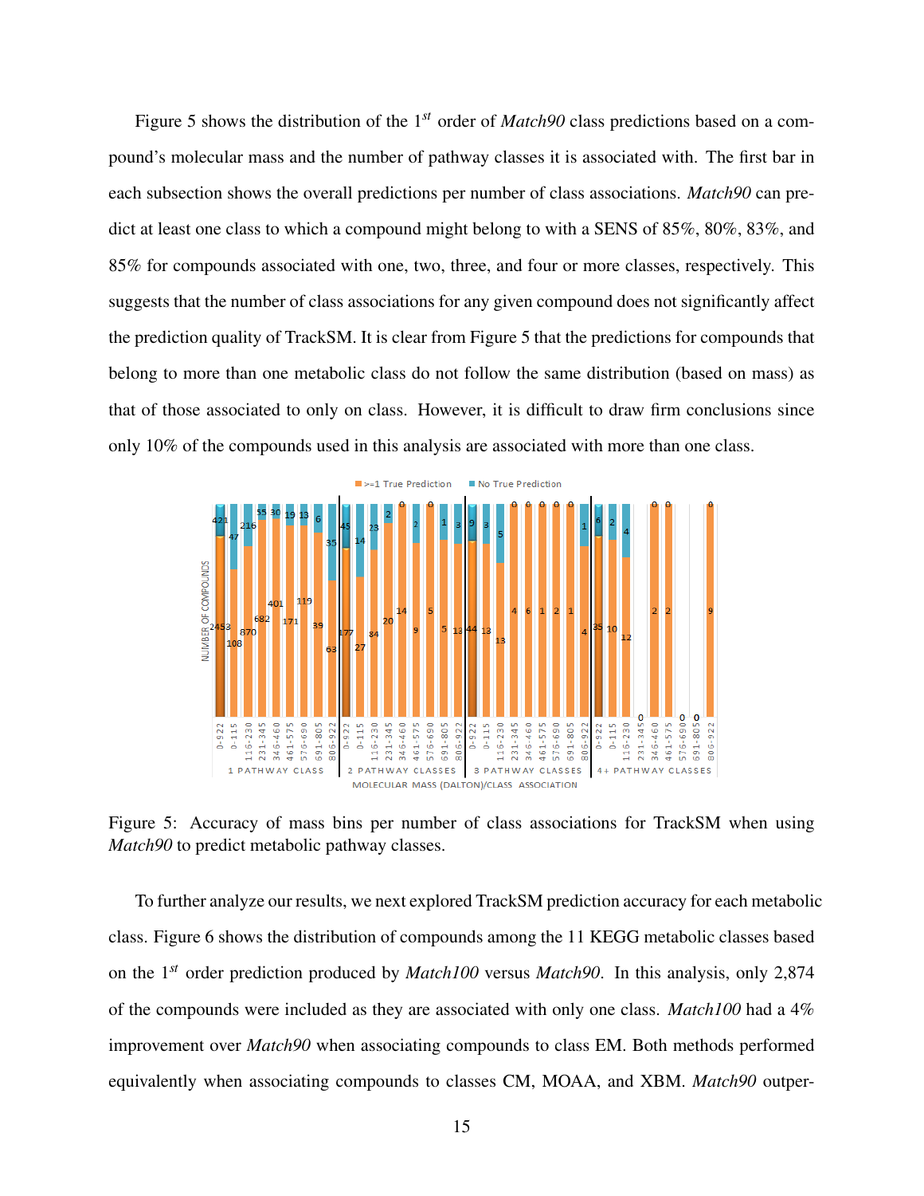Figure 5 shows the distribution of the 1$^{st}$ order of *Match90* class predictions based on a compound's molecular mass and the number of pathway classes it is associated with. The first bar in each subsection shows the overall predictions per number of class associations. *Match90* can predict at least one class to which a compound might belong to with a SENS of 85%, 80%, 83%, and 85% for compounds associated with one, two, three, and four or more classes, respectively. This suggests that the number of class associations for any given compound does not significantly affect the prediction quality of TrackSM. It is clear from Figure 5 that the predictions for compounds that belong to more than one metabolic class do not follow the same distribution (based on mass) as that of those associated to only on class. However, it is difficult to draw firm conclusions since only 10% of the compounds used in this analysis are associated with more than one class.

>=1 True Prediction
No True Prediction

NUMBER OF COMPOUNDS

421 2453 47 108 216 870 55 682 30 401 19 171 13 119 6 39 35 63
45 177 14 27 23 84 2 20 0 14 2 9 0 5 1 5 3 13
9 44 3 13 5 13 0 4 0 6 0 1 0 2 0 1 1 4
6 35 2 10 4 12 0 0 2 0 2 0 0 0 9

0-922 0-115 116-230 231-345 346-460 461-575 576-690 691-805 806-922

1 PATHWAY CLASS
2 PATHWAY CLASSES
3 PATHWAY CLASSES
4+ PATHWAY CLASSES

MOLECULAR MASS (DALTON)/CLASS ASSOCIATION

Figure 5: Accuracy of mass bins per number of class associations for TrackSM when using *Match90* to predict metabolic pathway classes.

To further analyze our results, we next explored TrackSM prediction accuracy for each metabolic class. Figure 6 shows the distribution of compounds among the 11 KEGG metabolic classes based on the 1$^{st}$ order prediction produced by *Match100* versus *Match90*. In this analysis, only 2,874 of the compounds were included as they are associated with only one class. *Match100* had a 4% improvement over *Match90* when associating compounds to class EM. Both methods performed equivalently when associating compounds to classes CM, MOAA, and XBM. *Match90* outper-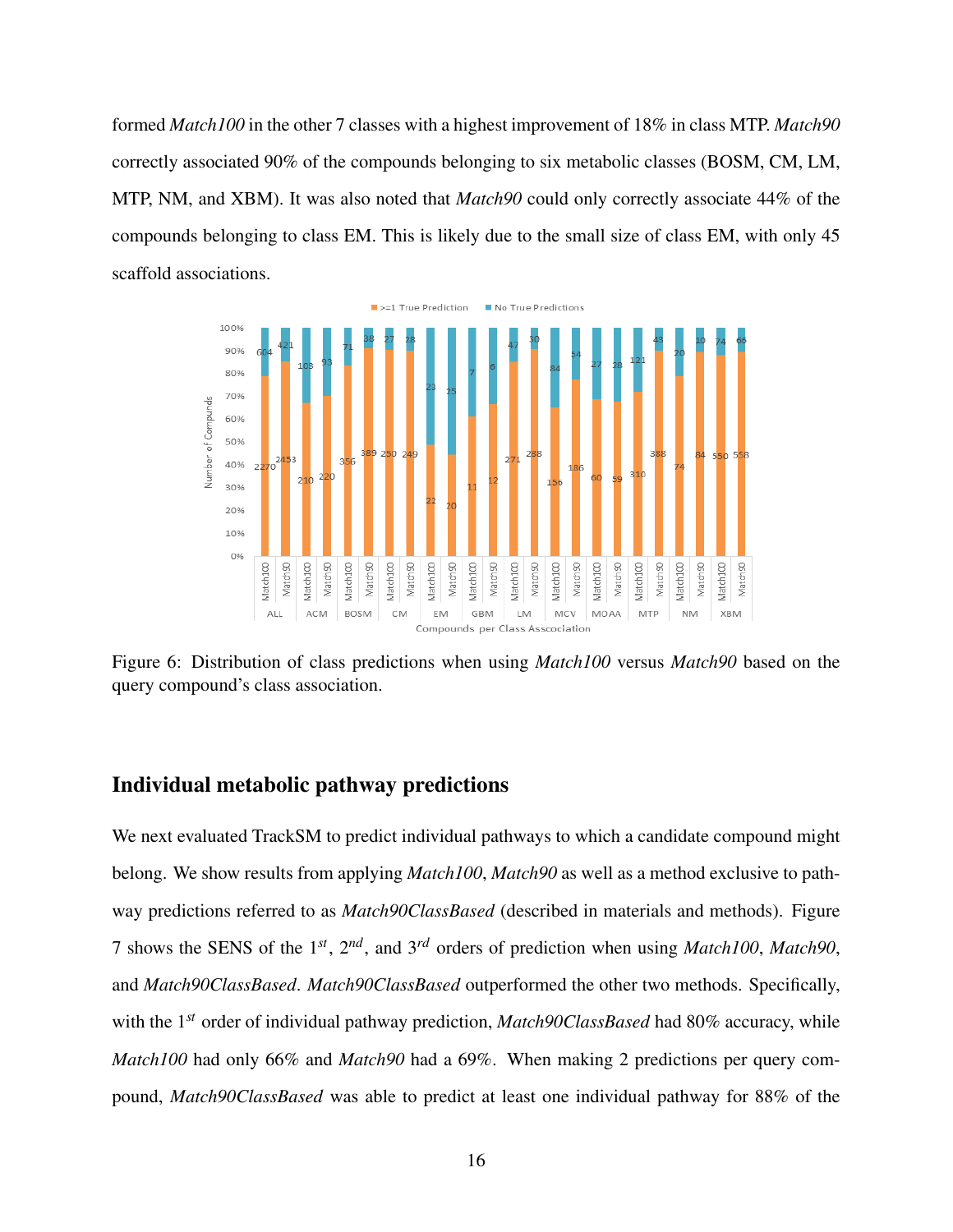formed *Match100* in the other 7 classes with a highest improvement of 18% in class MTP. *Match90* correctly associated 90% of the compounds belonging to six metabolic classes (BOSM, CM, LM, MTP, NM, and XBM). It was also noted that *Match90* could only correctly associate 44% of the compounds belonging to class EM. This is likely due to the small size of class EM, with only 45 scaffold associations.

>=1 True Prediction
No True Predictions

100%
90%
80%
70%
60%
50%
40%
30%
20%
10%
0%

Number of Compunds

604 421 103 93 71 38 27 28 23 25 7 6 47 30 84 54 27 28 121 43 20 10 74 66

2270 2453 210 220 356 389 250 249 22 20 11 12 271 288 156 186 60 59 310 388 74 84 550 558

Match100 Match90 Match100 Match90 Match100 Match90 Match100 Match90 Match100 Match90 Match100 Match90 Match100 Match90 Match100 Match90 Match100 Match90 Match100 Match90 Match100 Match90 Match100 Match90

ALL ACM BOSM CM EM GBM LM MCV MOAA MTP NM XBM

Compounds per Class Asscociation

Figure 6: Distribution of class predictions when using *Match100* versus *Match90* based on the query compound's class association.

## Individual metabolic pathway predictions

We next evaluated TrackSM to predict individual pathways to which a candidate compound might belong. We show results from applying *Match100*, *Match90* as well as a method exclusive to pathway predictions referred to as *Match90ClassBased* (described in materials and methods). Figure 7 shows the SENS of the $1^{st}$, $2^{nd}$, and $3^{rd}$ orders of prediction when using *Match100*, *Match90*, and *Match90ClassBased*. *Match90ClassBased* outperformed the other two methods. Specifically, with the $1^{st}$ order of individual pathway prediction, *Match90ClassBased* had 80% accuracy, while *Match100* had only 66% and *Match90* had a 69%. When making 2 predictions per query compound, *Match90ClassBased* was able to predict at least one individual pathway for 88% of the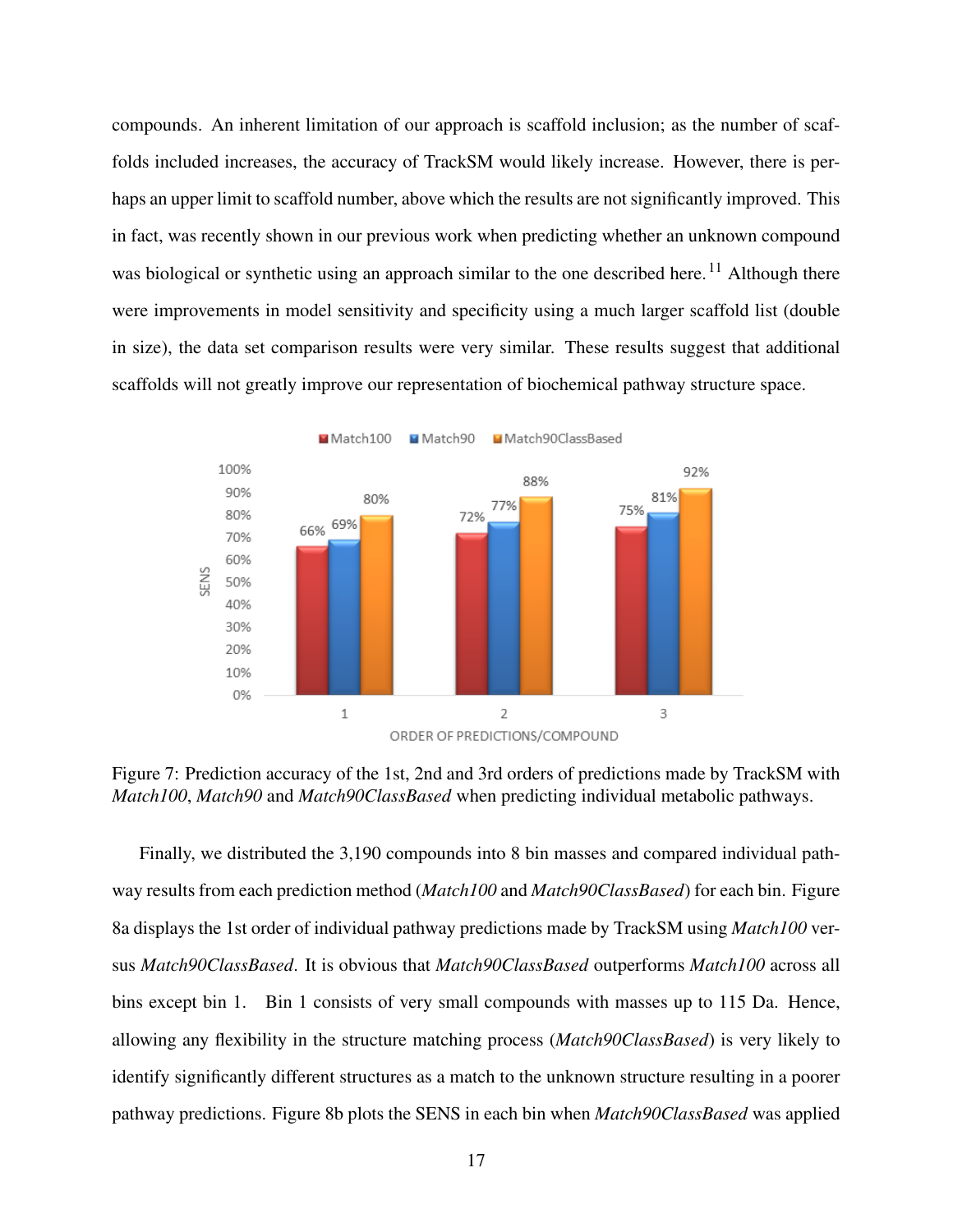compounds. An inherent limitation of our approach is scaffold inclusion; as the number of scaffolds included increases, the accuracy of TrackSM would likely increase. However, there is perhaps an upper limit to scaffold number, above which the results are not significantly improved. This in fact, was recently shown in our previous work when predicting whether an unknown compound was biological or synthetic using an approach similar to the one described here.[11] Although there were improvements in model sensitivity and specificity using a much larger scaffold list (double in size), the data set comparison results were very similar. These results suggest that additional scaffolds will not greatly improve our representation of biochemical pathway structure space.

Match100 Match90 Match90ClassBased

100%
90%
80%
70%
60%
50%
40%
30%
20%
10%
0%

SENS

66% 69% 80%
72% 77% 88%
75% 81% 92%

1 2 3

ORDER OF PREDICTIONS/COMPOUND

Figure 7: Prediction accuracy of the 1st, 2nd and 3rd orders of predictions made by TrackSM with *Match100*, *Match90* and *Match90ClassBased* when predicting individual metabolic pathways.

Finally, we distributed the 3,190 compounds into 8 bin masses and compared individual pathway results from each prediction method (*Match100* and *Match90ClassBased*) for each bin. Figure 8a displays the 1st order of individual pathway predictions made by TrackSM using *Match100* versus *Match90ClassBased*. It is obvious that *Match90ClassBased* outperforms *Match100* across all bins except bin 1. Bin 1 consists of very small compounds with masses up to 115 Da. Hence, allowing any flexibility in the structure matching process (*Match90ClassBased*) is very likely to identify significantly different structures as a match to the unknown structure resulting in a poorer pathway predictions. Figure 8b plots the SENS in each bin when *Match90ClassBased* was applied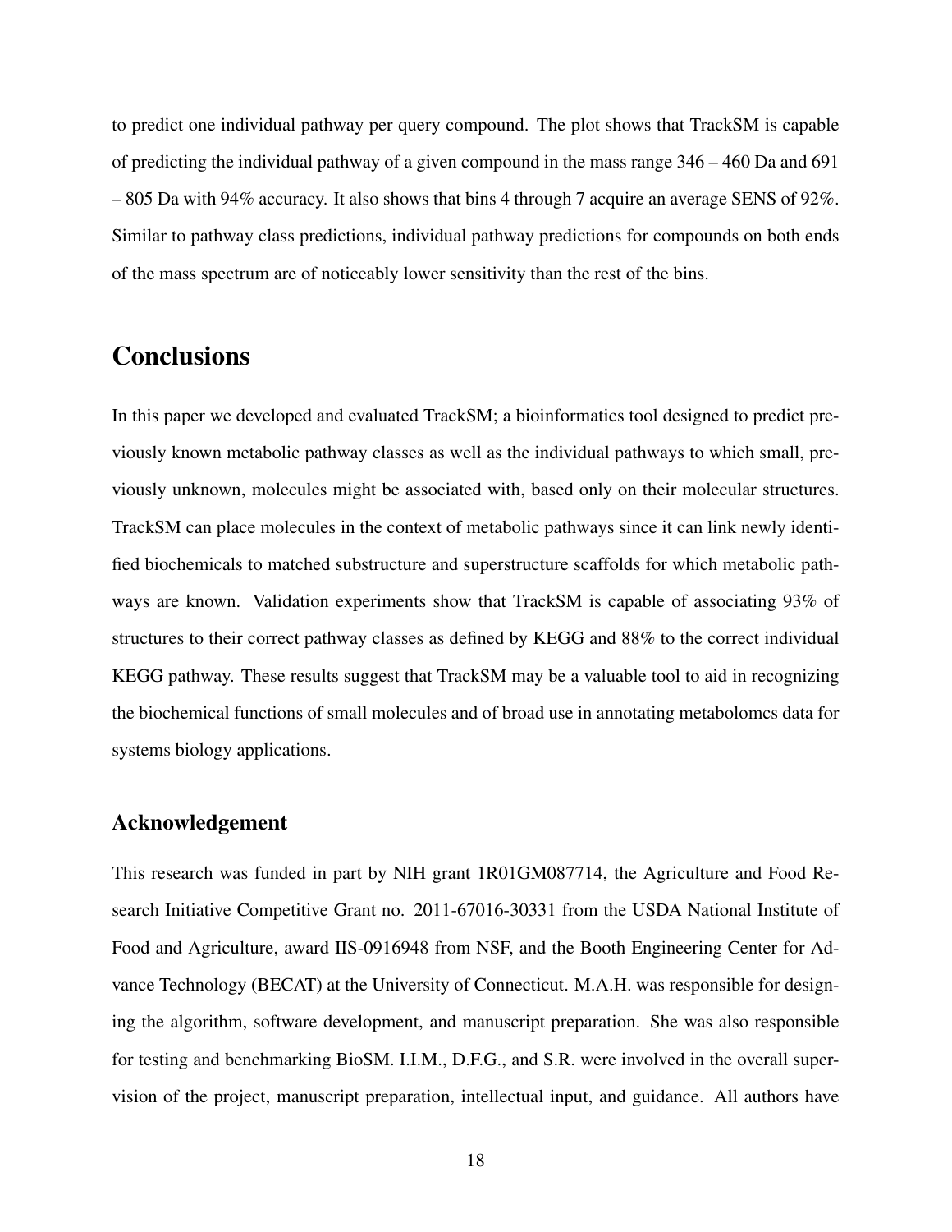to predict one individual pathway per query compound. The plot shows that TrackSM is capable of predicting the individual pathway of a given compound in the mass range 346 – 460 Da and 691 – 805 Da with 94% accuracy. It also shows that bins 4 through 7 acquire an average SENS of 92%. Similar to pathway class predictions, individual pathway predictions for compounds on both ends of the mass spectrum are of noticeably lower sensitivity than the rest of the bins.

# Conclusions

In this paper we developed and evaluated TrackSM; a bioinformatics tool designed to predict previously known metabolic pathway classes as well as the individual pathways to which small, previously unknown, molecules might be associated with, based only on their molecular structures. TrackSM can place molecules in the context of metabolic pathways since it can link newly identified biochemicals to matched substructure and superstructure scaffolds for which metabolic pathways are known. Validation experiments show that TrackSM is capable of associating 93% of structures to their correct pathway classes as defined by KEGG and 88% to the correct individual KEGG pathway. These results suggest that TrackSM may be a valuable tool to aid in recognizing the biochemical functions of small molecules and of broad use in annotating metabolomcs data for systems biology applications.

## Acknowledgement

This research was funded in part by NIH grant 1R01GM087714, the Agriculture and Food Research Initiative Competitive Grant no. 2011-67016-30331 from the USDA National Institute of Food and Agriculture, award IIS-0916948 from NSF, and the Booth Engineering Center for Advance Technology (BECAT) at the University of Connecticut. M.A.H. was responsible for designing the algorithm, software development, and manuscript preparation. She was also responsible for testing and benchmarking BioSM. I.I.M., D.F.G., and S.R. were involved in the overall supervision of the project, manuscript preparation, intellectual input, and guidance. All authors have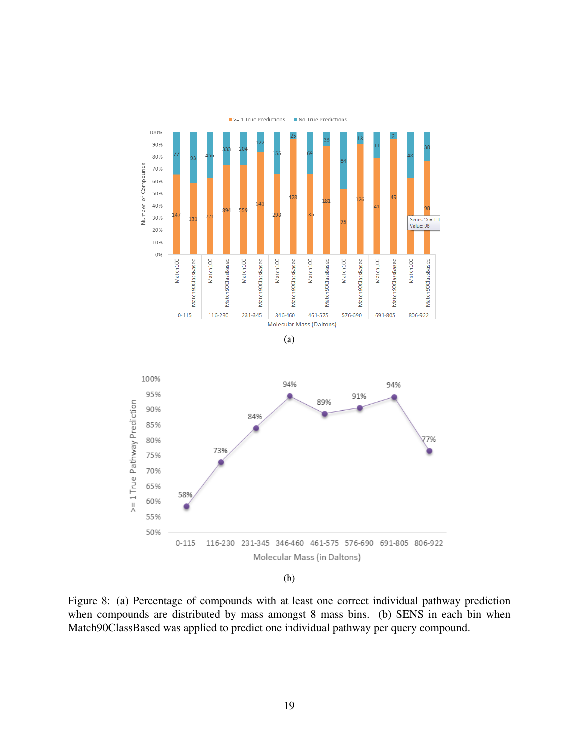>= 1 True Predictions   No True Predictions

100%
90%
80%
70%
60%
50%
40%
30%
20%
10%
0%

Number of Compounds

77 93 456 333 204 122 155 25 69 23 64 13 11 3 48 30

147 131 771 894 559 641 298 428 135 181 75 126 41 49 98

Series ">= 1 T
Value: 98

Match1CC Match90ClassBased Match1CC Match90ClassBased Match1CC Match90ClassBased Match1CC Match90ClassBased Match1CC Match90ClassBased Match1CC Match90ClassBased Match1CC Match90ClassBased Match1CC Match90ClassBased

0-115 116-230 231-345 346-460 461-575 576-690 691-805 806-922

Molecular Mass (Daltons)

(a)

100%
95%
90%
85%
80%
75%
70%
65%
60%
55%
50%

>= 1 True Pathway Prediction

58% 73% 84% 94% 89% 91% 94% 77%

0-115 116-230 231-345 346-460 461-575 576-690 691-805 806-922

Molecular Mass (in Daltons)

(b)

Figure 8: (a) Percentage of compounds with at least one correct individual pathway prediction when compounds are distributed by mass amongst 8 mass bins. (b) SENS in each bin when Match90ClassBased was applied to predict one individual pathway per query compound.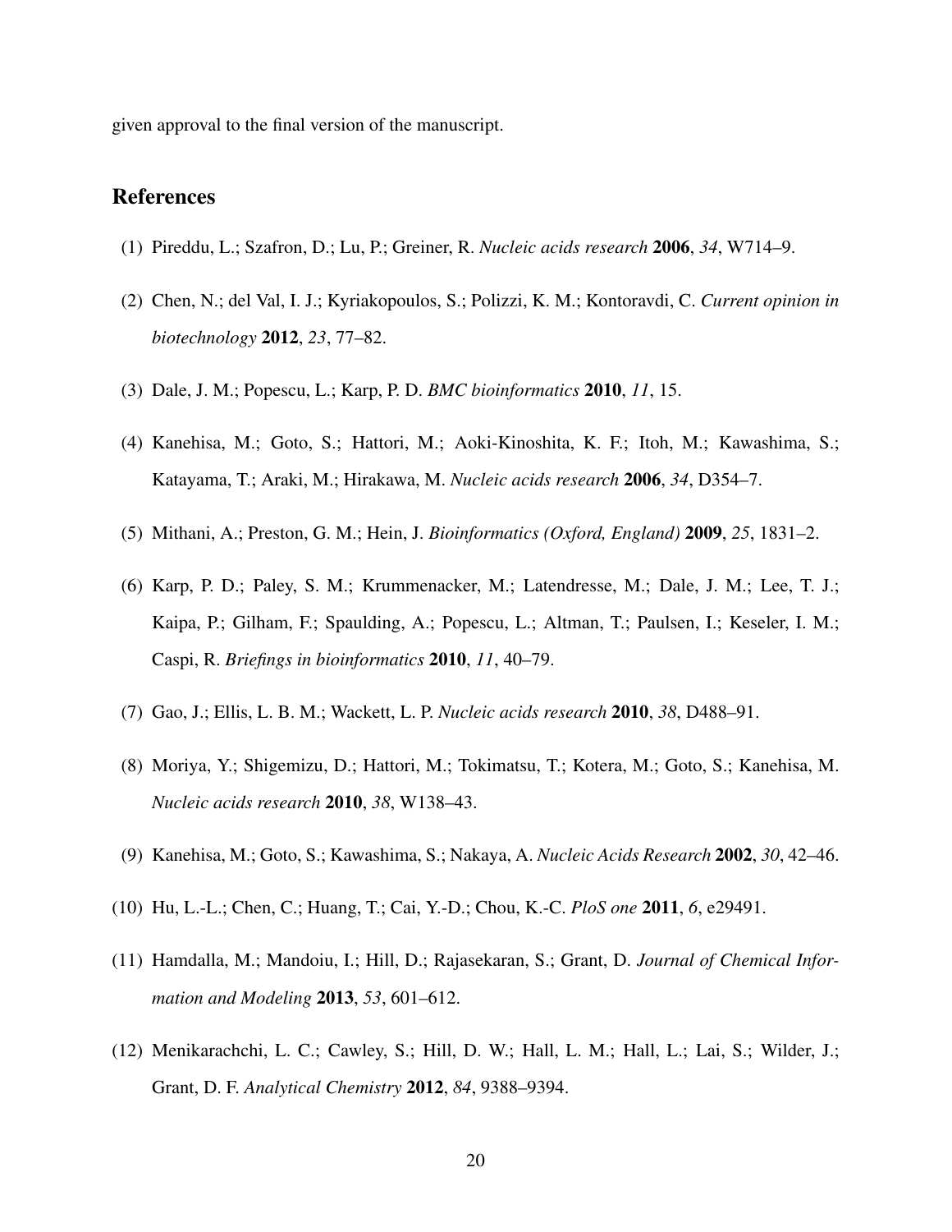given approval to the final version of the manuscript.

## References

(1) Pireddu, L.; Szafron, D.; Lu, P.; Greiner, R. *Nucleic acids research* **2006**, *34*, W714–9.

(2) Chen, N.; del Val, I. J.; Kyriakopoulos, S.; Polizzi, K. M.; Kontoravdi, C. *Current opinion in biotechnology* **2012**, *23*, 77–82.

(3) Dale, J. M.; Popescu, L.; Karp, P. D. *BMC bioinformatics* **2010**, *11*, 15.

(4) Kanehisa, M.; Goto, S.; Hattori, M.; Aoki-Kinoshita, K. F.; Itoh, M.; Kawashima, S.; Katayama, T.; Araki, M.; Hirakawa, M. *Nucleic acids research* **2006**, *34*, D354–7.

(5) Mithani, A.; Preston, G. M.; Hein, J. *Bioinformatics (Oxford, England)* **2009**, *25*, 1831–2.

(6) Karp, P. D.; Paley, S. M.; Krummenacker, M.; Latendresse, M.; Dale, J. M.; Lee, T. J.; Kaipa, P.; Gilham, F.; Spaulding, A.; Popescu, L.; Altman, T.; Paulsen, I.; Keseler, I. M.; Caspi, R. *Briefings in bioinformatics* **2010**, *11*, 40–79.

(7) Gao, J.; Ellis, L. B. M.; Wackett, L. P. *Nucleic acids research* **2010**, *38*, D488–91.

(8) Moriya, Y.; Shigemizu, D.; Hattori, M.; Tokimatsu, T.; Kotera, M.; Goto, S.; Kanehisa, M. *Nucleic acids research* **2010**, *38*, W138–43.

(9) Kanehisa, M.; Goto, S.; Kawashima, S.; Nakaya, A. *Nucleic Acids Research* **2002**, *30*, 42–46.

(10) Hu, L.-L.; Chen, C.; Huang, T.; Cai, Y.-D.; Chou, K.-C. *PloS one* **2011**, *6*, e29491.

(11) Hamdalla, M.; Mandoiu, I.; Hill, D.; Rajasekaran, S.; Grant, D. *Journal of Chemical Information and Modeling* **2013**, *53*, 601–612.

(12) Menikarachchi, L. C.; Cawley, S.; Hill, D. W.; Hall, L. M.; Hall, L.; Lai, S.; Wilder, J.; Grant, D. F. *Analytical Chemistry* **2012**, *84*, 9388–9394.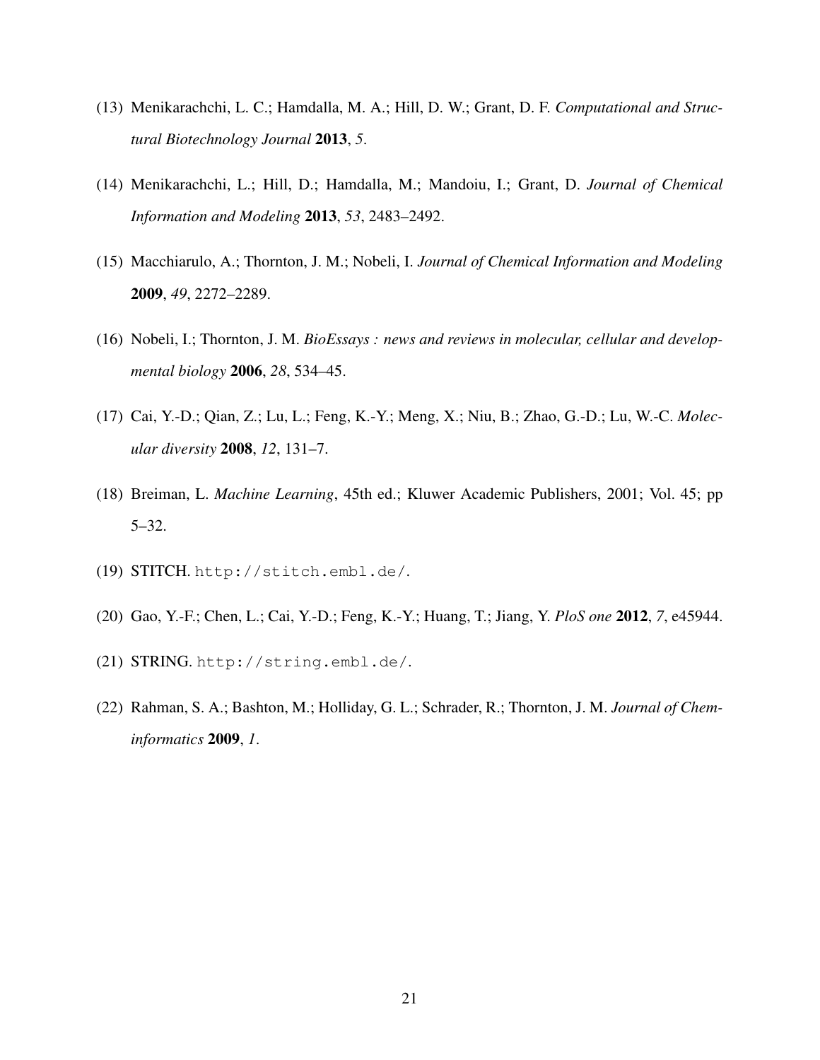(13) Menikarachchi, L. C.; Hamdalla, M. A.; Hill, D. W.; Grant, D. F. *Computational and Structural Biotechnology Journal* **2013**, *5*.

(14) Menikarachchi, L.; Hill, D.; Hamdalla, M.; Mandoiu, I.; Grant, D. *Journal of Chemical Information and Modeling* **2013**, *53*, 2483–2492.

(15) Macchiarulo, A.; Thornton, J. M.; Nobeli, I. *Journal of Chemical Information and Modeling* **2009**, *49*, 2272–2289.

(16) Nobeli, I.; Thornton, J. M. *BioEssays : news and reviews in molecular, cellular and developmental biology* **2006**, *28*, 534–45.

(17) Cai, Y.-D.; Qian, Z.; Lu, L.; Feng, K.-Y.; Meng, X.; Niu, B.; Zhao, G.-D.; Lu, W.-C. *Molecular diversity* **2008**, *12*, 131–7.

(18) Breiman, L. *Machine Learning*, 45th ed.; Kluwer Academic Publishers, 2001; Vol. 45; pp 5–32.

(19) STITCH. `http://stitch.embl.de/`.

(20) Gao, Y.-F.; Chen, L.; Cai, Y.-D.; Feng, K.-Y.; Huang, T.; Jiang, Y. *PloS one* **2012**, *7*, e45944.

(21) STRING. `http://string.embl.de/`.

(22) Rahman, S. A.; Bashton, M.; Holliday, G. L.; Schrader, R.; Thornton, J. M. *Journal of Cheminformatics* **2009**, *1*.